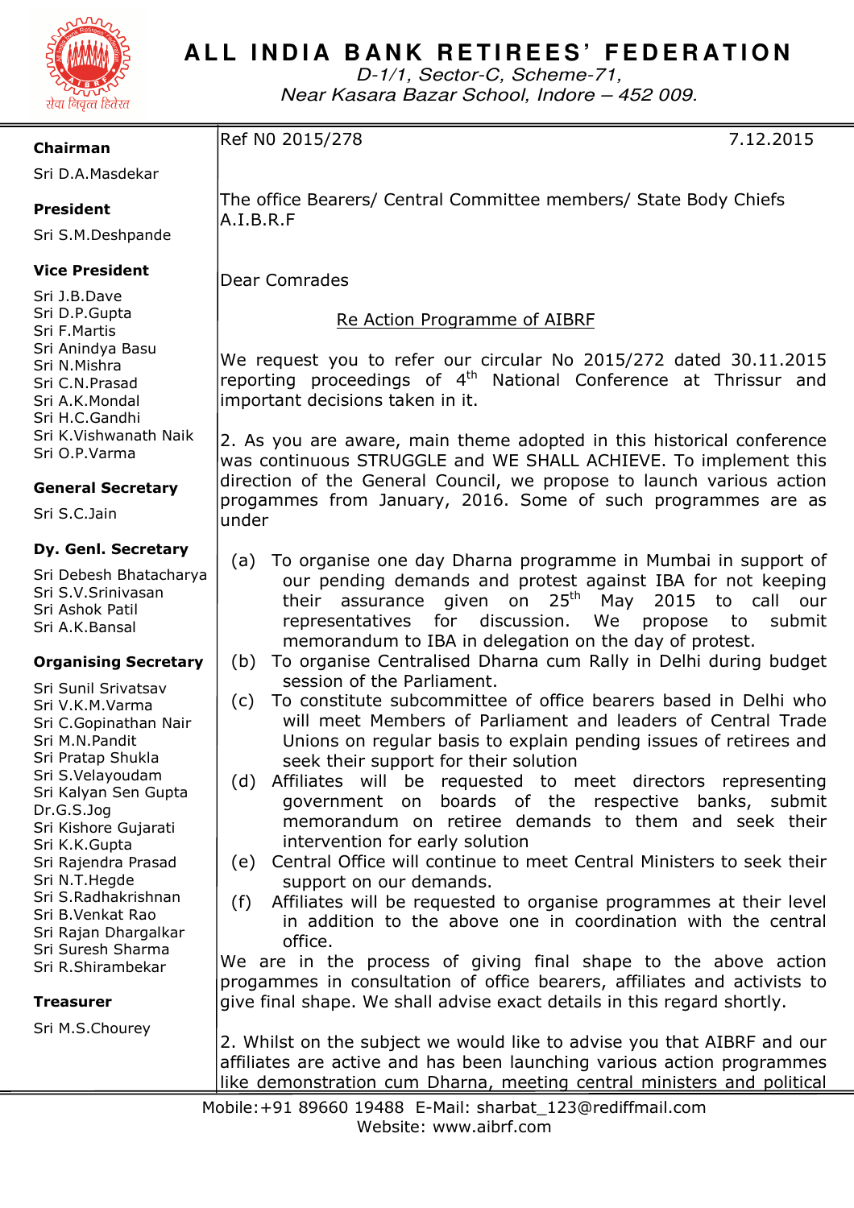# ALL INDIA BANK RETIREES' FEDERATION

*D-1/1, Sector-C, Scheme-71,*
*Near Kasara Bazar School, Indore – 452 009.*

**Chairman**
Sri D.A.Masdekar

**President**
Sri S.M.Deshpande

**Vice President**
Sri J.B.Dave
Sri D.P.Gupta
Sri F.Martis
Sri Anindya Basu
Sri N.Mishra
Sri C.N.Prasad
Sri A.K.Mondal
Sri H.C.Gandhi
Sri K.Vishwanath Naik
Sri O.P.Varma

**General Secretary**
Sri S.C.Jain

**Dy. Genl. Secretary**
Sri Debesh Bhatacharya
Sri S.V.Srinivasan
Sri Ashok Patil
Sri A.K.Bansal

**Organising Secretary**
Sri Sunil Srivatsav
Sri V.K.M.Varma
Sri C.Gopinathan Nair
Sri M.N.Pandit
Sri Pratap Shukla
Sri S.Velayoudam
Sri Kalyan Sen Gupta
Dr.G.S.Jog
Sri Kishore Gujarati
Sri K.K.Gupta
Sri Rajendra Prasad
Sri N.T.Hegde
Sri S.Radhakrishnan
Sri B.Venkat Rao
Sri Rajan Dhargalkar
Sri Suresh Sharma
Sri R.Shirambekar

**Treasurer**
Sri M.S.Chourey

---

Ref N0 2015/278 | 7.12.2015

The office Bearers/ Central Committee members/ State Body Chiefs
A.I.B.R.F

Dear Comrades

Re Action Programme of AIBRF

We request you to refer our circular No 2015/272 dated 30.11.2015 reporting proceedings of 4th National Conference at Thrissur and important decisions taken in it.

2. As you are aware, main theme adopted in this historical conference was continuous STRUGGLE and WE SHALL ACHIEVE. To implement this direction of the General Council, we propose to launch various action progammes from January, 2016. Some of such programmes are as under

(a) To organise one day Dharna programme in Mumbai in support of our pending demands and protest against IBA for not keeping their assurance given on 25th May 2015 to call our representatives for discussion. We propose to submit memorandum to IBA in delegation on the day of protest.

(b) To organise Centralised Dharna cum Rally in Delhi during budget session of the Parliament.

(c) To constitute subcommittee of office bearers based in Delhi who will meet Members of Parliament and leaders of Central Trade Unions on regular basis to explain pending issues of retirees and seek their support for their solution

(d) Affiliates will be requested to meet directors representing government on boards of the respective banks, submit memorandum on retiree demands to them and seek their intervention for early solution

(e) Central Office will continue to meet Central Ministers to seek their support on our demands.

(f) Affiliates will be requested to organise programmes at their level in addition to the above one in coordination with the central office.

We are in the process of giving final shape to the above action progammes in consultation of office bearers, affiliates and activists to give final shape. We shall advise exact details in this regard shortly.

2. Whilst on the subject we would like to advise you that AIBRF and our affiliates are active and has been launching various action programmes like demonstration cum Dharna, meeting central ministers and political

Mobile:+91 89660 19488 E-Mail: sharbat_123@rediffmail.com
Website: www.aibrf.com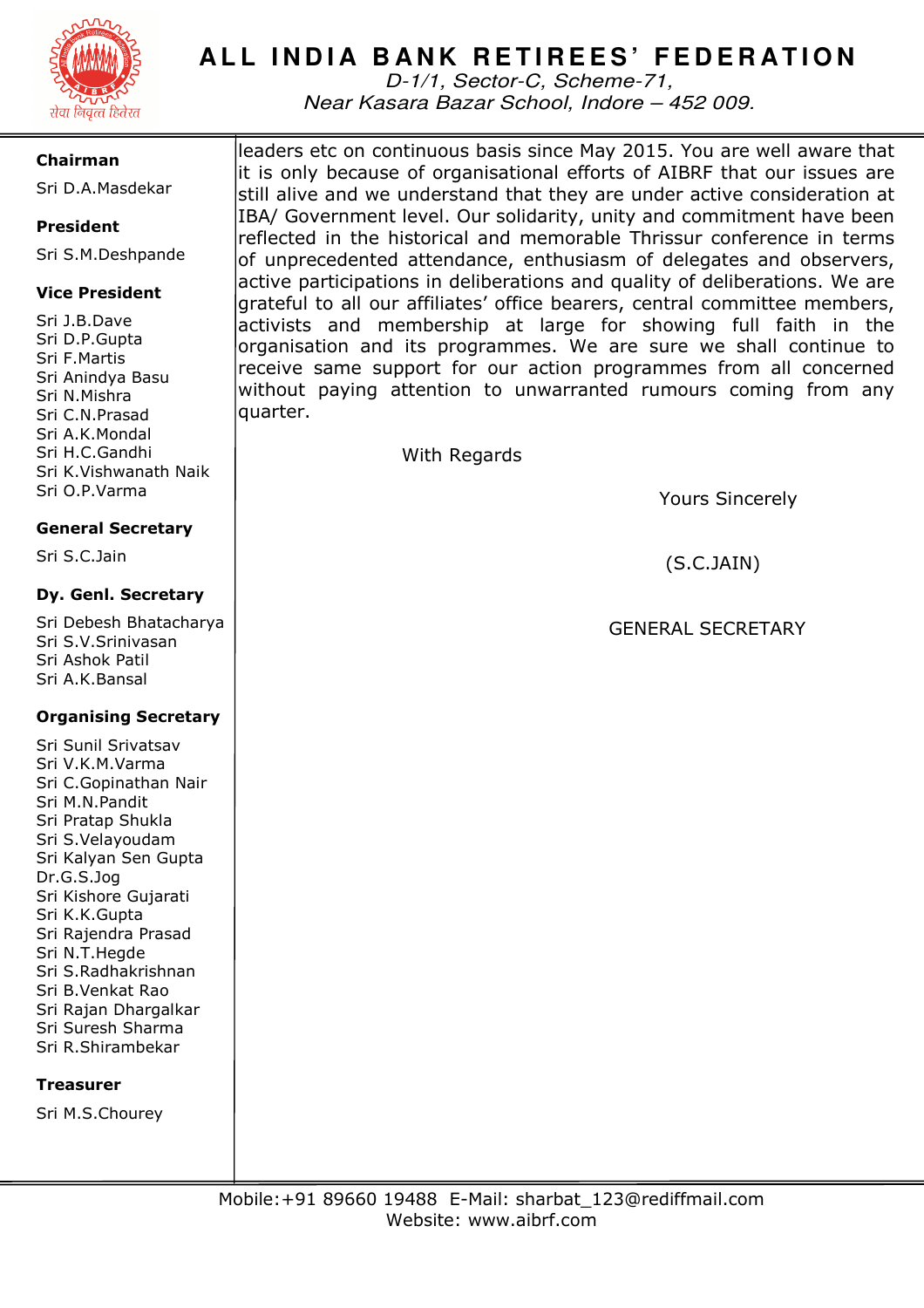# ALL INDIA BANK RETIREES' FEDERATION

*D-1/1, Sector-C, Scheme-71,*
*Near Kasara Bazar School, Indore – 452 009.*

**Chairman**
Sri D.A.Masdekar

**President**
Sri S.M.Deshpande

**Vice President**
Sri J.B.Dave
Sri D.P.Gupta
Sri F.Martis
Sri Anindya Basu
Sri N.Mishra
Sri C.N.Prasad
Sri A.K.Mondal
Sri H.C.Gandhi
Sri K.Vishwanath Naik
Sri O.P.Varma

**General Secretary**
Sri S.C.Jain

**Dy. Genl. Secretary**
Sri Debesh Bhatacharya
Sri S.V.Srinivasan
Sri Ashok Patil
Sri A.K.Bansal

**Organising Secretary**
Sri Sunil Srivatsav
Sri V.K.M.Varma
Sri C.Gopinathan Nair
Sri M.N.Pandit
Sri Pratap Shukla
Sri S.Velayoudam
Sri Kalyan Sen Gupta
Dr.G.S.Jog
Sri Kishore Gujarati
Sri K.K.Gupta
Sri Rajendra Prasad
Sri N.T.Hegde
Sri S.Radhakrishnan
Sri B.Venkat Rao
Sri Rajan Dhargalkar
Sri Suresh Sharma
Sri R.Shirambekar

**Treasurer**
Sri M.S.Chourey

leaders etc on continuous basis since May 2015. You are well aware that it is only because of organisational efforts of AIBRF that our issues are still alive and we understand that they are under active consideration at IBA/ Government level. Our solidarity, unity and commitment have been reflected in the historical and memorable Thrissur conference in terms of unprecedented attendance, enthusiasm of delegates and observers, active participations in deliberations and quality of deliberations. We are grateful to all our affiliates' office bearers, central committee members, activists and membership at large for showing full faith in the organisation and its programmes. We are sure we shall continue to receive same support for our action programmes from all concerned without paying attention to unwarranted rumours coming from any quarter.

With Regards

Yours Sincerely

(S.C.JAIN)

GENERAL SECRETARY

Mobile:+91 89660 19488 E-Mail: sharbat_123@rediffmail.com
Website: www.aibrf.com